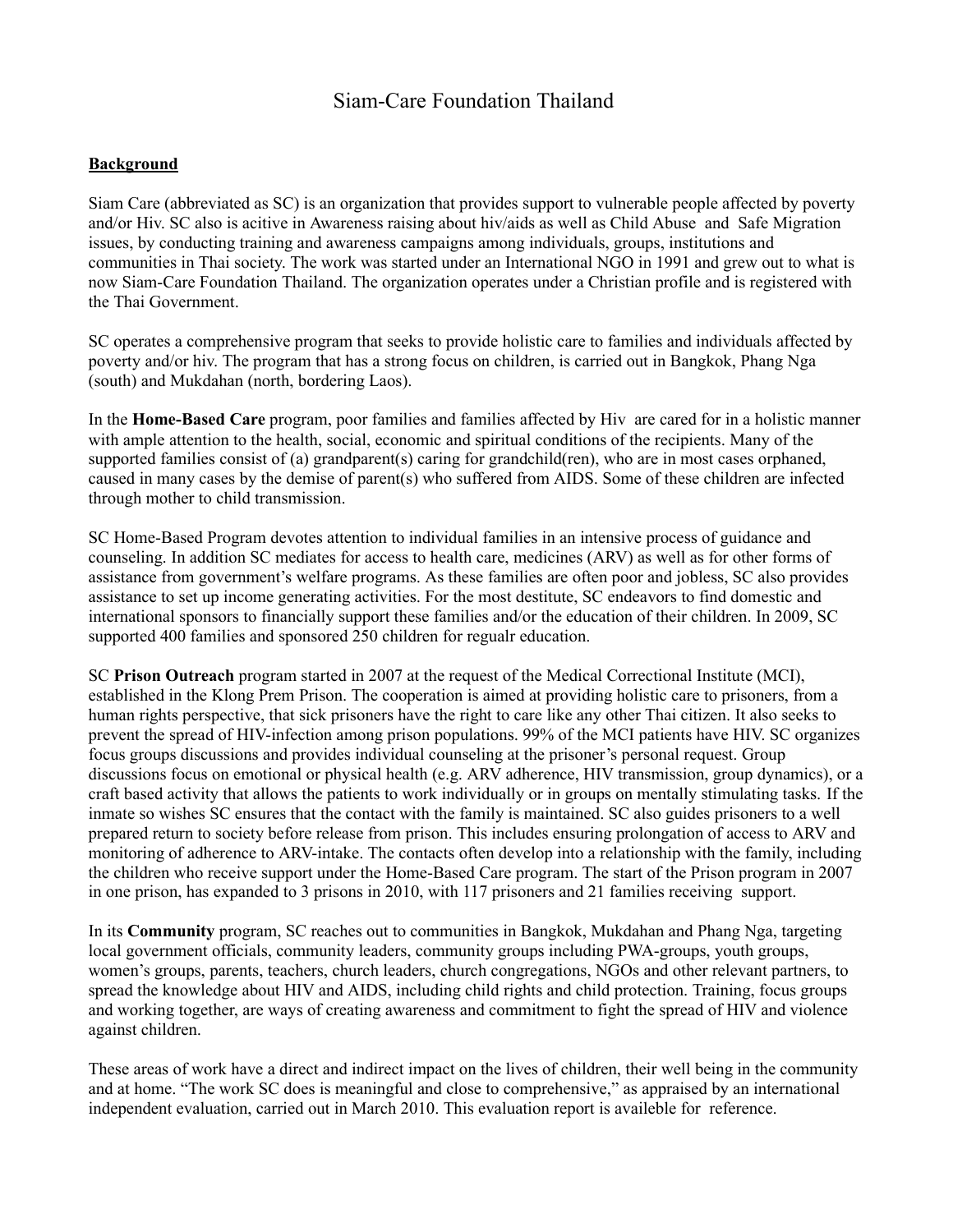# Siam-Care Foundation Thailand

**Background**

Siam Care (abbreviated as SC) is an organization that provides support to vulnerable people affected by poverty and/or Hiv. SC also is acitive in Awareness raising about hiv/aids as well as Child Abuse and Safe Migration issues, by conducting training and awareness campaigns among individuals, groups, institutions and communities in Thai society. The work was started under an International NGO in 1991 and grew out to what is now Siam-Care Foundation Thailand. The organization operates under a Christian profile and is registered with the Thai Government.

SC operates a comprehensive program that seeks to provide holistic care to families and individuals affected by poverty and/or hiv. The program that has a strong focus on children, is carried out in Bangkok, Phang Nga (south) and Mukdahan (north, bordering Laos).

In the **Home-Based Care** program, poor families and families affected by Hiv are cared for in a holistic manner with ample attention to the health, social, economic and spiritual conditions of the recipients. Many of the supported families consist of (a) grandparent(s) caring for grandchild(ren), who are in most cases orphaned, caused in many cases by the demise of parent(s) who suffered from AIDS. Some of these children are infected through mother to child transmission.

SC Home-Based Program devotes attention to individual families in an intensive process of guidance and counseling. In addition SC mediates for access to health care, medicines (ARV) as well as for other forms of assistance from government's welfare programs. As these families are often poor and jobless, SC also provides assistance to set up income generating activities. For the most destitute, SC endeavors to find domestic and international sponsors to financially support these families and/or the education of their children. In 2009, SC supported 400 families and sponsored 250 children for regualr education.

SC **Prison Outreach** program started in 2007 at the request of the Medical Correctional Institute (MCI), established in the Klong Prem Prison. The cooperation is aimed at providing holistic care to prisoners, from a human rights perspective, that sick prisoners have the right to care like any other Thai citizen. It also seeks to prevent the spread of HIV-infection among prison populations. 99% of the MCI patients have HIV. SC organizes focus groups discussions and provides individual counseling at the prisoner's personal request. Group discussions focus on emotional or physical health (e.g. ARV adherence, HIV transmission, group dynamics), or a craft based activity that allows the patients to work individually or in groups on mentally stimulating tasks. If the inmate so wishes SC ensures that the contact with the family is maintained. SC also guides prisoners to a well prepared return to society before release from prison. This includes ensuring prolongation of access to ARV and monitoring of adherence to ARV-intake. The contacts often develop into a relationship with the family, including the children who receive support under the Home-Based Care program. The start of the Prison program in 2007 in one prison, has expanded to 3 prisons in 2010, with 117 prisoners and 21 families receiving support.

In its **Community** program, SC reaches out to communities in Bangkok, Mukdahan and Phang Nga, targeting local government officials, community leaders, community groups including PWA-groups, youth groups, women's groups, parents, teachers, church leaders, church congregations, NGOs and other relevant partners, to spread the knowledge about HIV and AIDS, including child rights and child protection. Training, focus groups and working together, are ways of creating awareness and commitment to fight the spread of HIV and violence against children.

These areas of work have a direct and indirect impact on the lives of children, their well being in the community and at home. "The work SC does is meaningful and close to comprehensive," as appraised by an international independent evaluation, carried out in March 2010. This evaluation report is availeble for reference.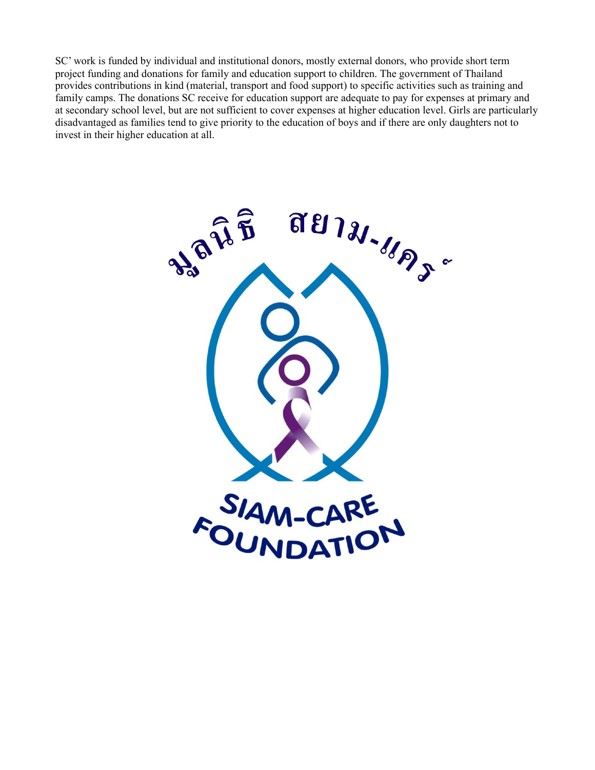SC' work is funded by individual and institutional donors, mostly external donors, who provide short term project funding and donations for family and education support to children. The government of Thailand provides contributions in kind (material, transport and food support) to specific activities such as training and family camps. The donations SC receive for education support are adequate to pay for expenses at primary and at secondary school level, but are not sufficient to cover expenses at higher education level. Girls are particularly disadvantaged as families tend to give priority to the education of boys and if there are only daughters not to invest in their higher education at all.

มูลนิธิ สยาม-แคร์

SIAM-CARE FOUNDATION